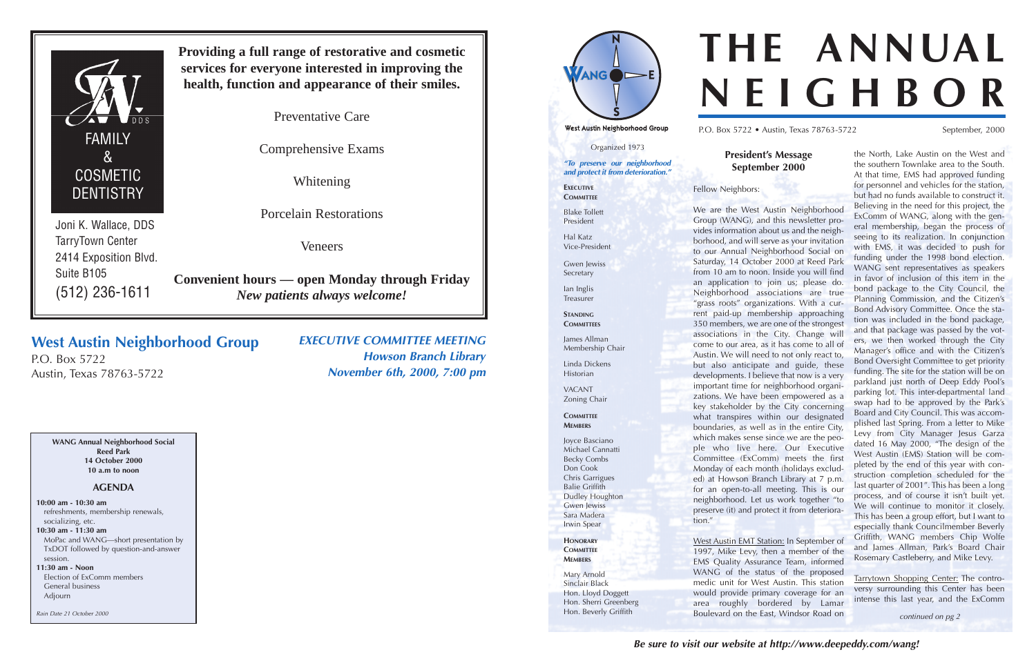Joni K. Wallace, DDS
TarryTown Center
2414 Exposition Blvd.
Suite B105
(512) 236-1611

FAMILY & COSMETIC DENTISTRY

**Providing a full range of restorative and cosmetic services for everyone interested in improving the health, function and appearance of their smiles.**

Preventative Care

Comprehensive Exams

Whitening

Porcelain Restorations

Veneers

**Convenient hours — open Monday through Friday**
***New patients always welcome!***

## West Austin Neighborhood Group

P.O. Box 5722
Austin, Texas 78763-5722

***EXECUTIVE COMMITTEE MEETING***
***Howson Branch Library***
***November 6th, 2000, 7:00 pm***

**WANG Annual Neighborhood Social**
**Reed Park**
**14 October 2000**
**10 a.m to noon**

**AGENDA**

**10:00 am - 10:30 am**
refreshments, membership renewals, socializing, etc.

**10:30 am - 11:30 am**
MoPac and WANG—short presentation by TxDOT followed by question-and-answer session.

**11:30 am - Noon**
Election of ExComm members
General business
Adjourn

*Rain Date 21 October 2000*

# THE ANNUAL NEIGHBOR

P.O. Box 5722 • Austin, Texas 78763-5722

September, 2000

West Austin Neighborhood Group

Organized 1973

***"To preserve our neighborhood and protect it from deterioration."***

**EXECUTIVE COMMITTEE**

Blake Tollett
President

Hal Katz
Vice-President

Gwen Jewiss
Secretary

Ian Inglis
Treasurer

**STANDING COMMITTEES**

James Allman
Membership Chair

Linda Dickens
Historian

VACANT
Zoning Chair

**COMMITTEE MEMBERS**

Joyce Basciano
Michael Cannatti
Becky Combs
Don Cook
Chris Garrigues
Balie Griffith
Dudley Houghton
Gwen Jewiss
Sara Madera
Irwin Spear

**HONORARY COMMITTEE MEMBERS**

Mary Arnold
Sinclair Black
Hon. Lloyd Doggett
Hon. Sherri Greenberg
Hon. Beverly Griffith

### President's Message
### September 2000

Fellow Neighbors:

We are the West Austin Neighborhood Group (WANG), and this newsletter provides information about us and the neighborhood, and will serve as your invitation to our Annual Neighborhood Social on Saturday, 14 October 2000 at Reed Park from 10 am to noon. Inside you will find an application to join us; please do. Neighborhood associations are true "grass roots" organizations. With a current paid-up membership approaching 350 members, we are one of the strongest associations in the City. Change will come to our area, as it has come to all of Austin. We will need to not only react to, but also anticipate and guide, these developments. I believe that now is a very important time for neighborhood organizations. We have been empowered as a key stakeholder by the City concerning what transpires within our designated boundaries, as well as in the entire City, which makes sense since we are the people who live here. Our Executive Committee (ExComm) meets the first Monday of each month (holidays excluded) at Howson Branch Library at 7 p.m. for an open-to-all meeting. This is our neighborhood. Let us work together "to preserve (it) and protect it from deterioration."

West Austin EMT Station: In September of 1997, Mike Levy, then a member of the EMS Quality Assurance Team, informed WANG of the status of the proposed medic unit for West Austin. This station would provide primary coverage for an area roughly bordered by Lamar Boulevard on the East, Windsor Road on the North, Lake Austin on the West and the southern Townlake area to the South. At that time, EMS had approved funding for personnel and vehicles for the station, but had no funds available to construct it. Believing in the need for this project, the ExComm of WANG, along with the general membership, began the process of seeing to its realization. In conjunction with EMS, it was decided to push for funding under the 1998 bond election. WANG sent representatives as speakers in favor of inclusion of this item in the bond package to the City Council, the Planning Commission, and the Citizen's Bond Advisory Committee. Once the station was included in the bond package, and that package was passed by the voters, we then worked through the City Manager's office and with the Citizen's Bond Oversight Committee to get priority funding. The site for the station will be on parkland just north of Deep Eddy Pool's parking lot. This inter-departmental land swap had to be approved by the Park's Board and City Council. This was accomplished last Spring. From a letter to Mike Levy from City Manager Jesus Garza dated 16 May 2000, "The design of the West Austin (EMS) Station will be completed by the end of this year with construction completion scheduled for the last quarter of 2001". This has been a long process, and of course it isn't built yet. We will continue to monitor it closely. This has been a group effort, but I want to especially thank Councilmember Beverly Griffith, WANG members Chip Wolfe and James Allman, Park's Board Chair Rosemary Castleberry, and Mike Levy.

Tarrytown Shopping Center: The controversy surrounding this Center has been intense this last year, and the ExComm

*continued on pg 2*

***Be sure to visit our website at http://www.deepeddy.com/wang!***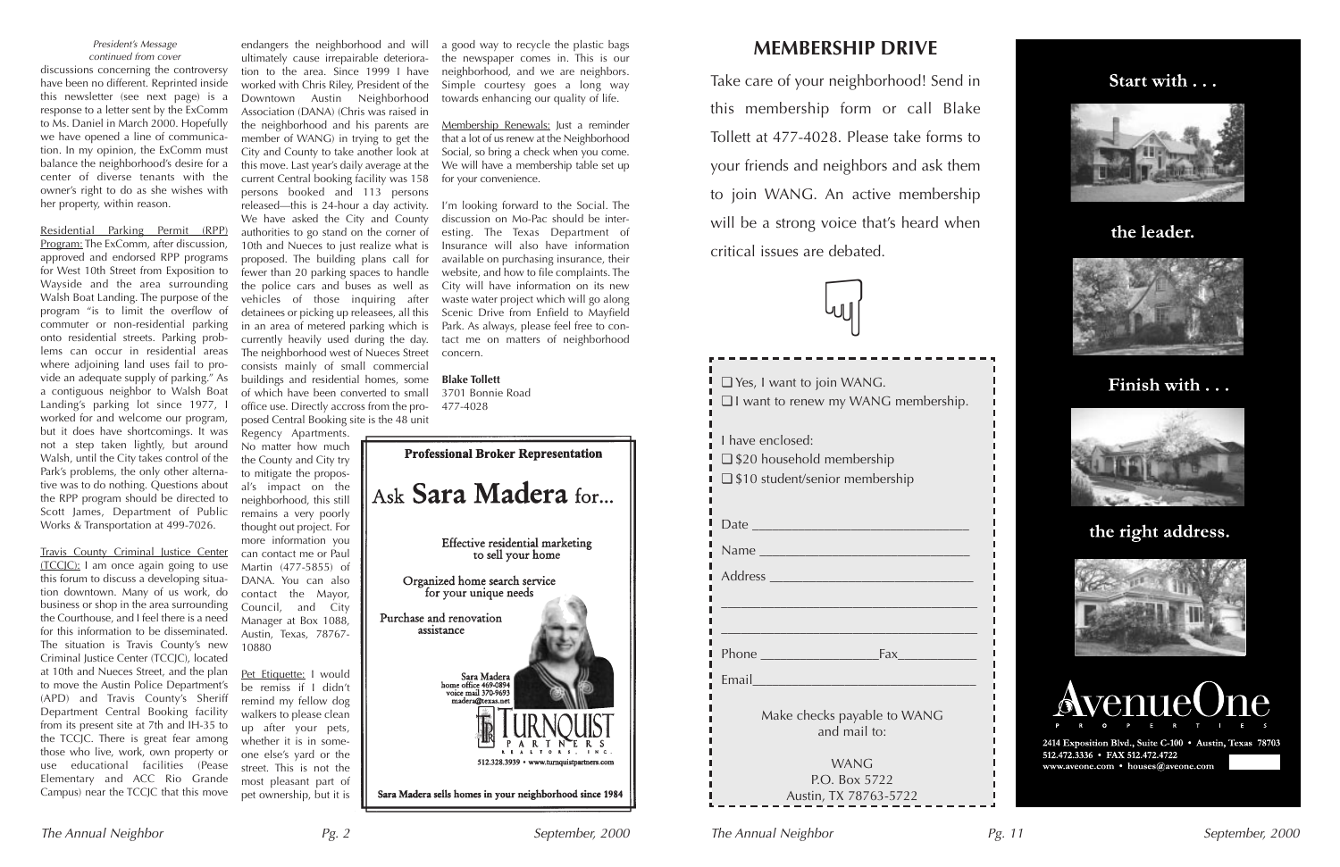*President's Message continued from cover*

discussions concerning the controversy have been no different. Reprinted inside this newsletter (see next page) is a response to a letter sent by the ExComm to Ms. Daniel in March 2000. Hopefully we have opened a line of communication. In my opinion, the ExComm must balance the neighborhood's desire for a center of diverse tenants with the owner's right to do as she wishes with her property, within reason.

Residential Parking Permit (RPP) Program: The ExComm, after discussion, approved and endorsed RPP programs for West 10th Street from Exposition to Wayside and the area surrounding Walsh Boat Landing. The purpose of the program "is to limit the overflow of commuter or non-residential parking onto residential streets. Parking problems can occur in residential areas where adjoining land uses fail to provide an adequate supply of parking." As a contiguous neighbor to Walsh Boat Landing's parking lot since 1977, I worked for and welcome our program, but it does have shortcomings. It was not a step taken lightly, but around Walsh, until the City takes control of the Park's problems, the only other alternative was to do nothing. Questions about the RPP program should be directed to Scott James, Department of Public Works & Transportation at 499-7026.

Travis County Criminal Justice Center (TCCJC): I am once again going to use this forum to discuss a developing situation downtown. Many of us work, do business or shop in the area surrounding the Courthouse, and I feel there is a need for this information to be disseminated. The situation is Travis County's new Criminal Justice Center (TCCJC), located at 10th and Nueces Street, and the plan to move the Austin Police Department's (APD) and Travis County's Sheriff Department Central Booking facility from its present site at 7th and IH-35 to the TCCJC. There is great fear among those who live, work, own property or use educational facilities (Pease Elementary and ACC Rio Grande Campus) near the TCCJC that this move endangers the neighborhood and will ultimately cause irrepairable deterioration to the area. Since 1999 I have worked with Chris Riley, President of the Downtown Austin Neighborhood Association (DANA) (Chris was raised in the neighborhood and his parents are member of WANG) in trying to get the City and County to take another look at this move. Last year's daily average at the current Central booking facility was 158 persons booked and 113 persons released—this is 24-hour a day activity. We have asked the City and County authorities to go stand on the corner of 10th and Nueces to just realize what is proposed. The building plans call for fewer than 20 parking spaces to handle the police cars and buses as well as vehicles of those inquiring after detainees or picking up releasees, all this in an area of metered parking which is currently heavily used during the day. The neighborhood west of Nueces Street consists mainly of small commercial buildings and residential homes, some of which have been converted to small office use. Directly accross from the proposed Central Booking site is the 48 unit Regency Apartments. No matter how much the County and City try to mitigate the proposal's impact on the neighborhood, this still remains a very poorly thought out project. For more information you can contact me or Paul Martin (477-5855) of DANA. You can also contact the Mayor, Council, and City Manager at Box 1088, Austin, Texas, 78767-10880

Pet Etiquette: I would be remiss if I didn't remind my fellow dog walkers to please clean up after your pets, whether it is in someone else's yard or the street. This is not the most pleasant part of pet ownership, but it is a good way to recycle the plastic bags the newspaper comes in. This is our neighborhood, and we are neighbors. Simple courtesy goes a long way towards enhancing our quality of life.

Membership Renewals: Just a reminder that a lot of us renew at the Neighborhood Social, so bring a check when you come. We will have a membership table set up for your convenience.

I'm looking forward to the Social. The discussion on Mo-Pac should be interesting. The Texas Department of Insurance will also have information available on purchasing insurance, their website, and how to file complaints. The City will have information on its new waste water project which will go along Scenic Drive from Enfield to Mayfield Park. As always, please feel free to contact me on matters of neighborhood concern.

**Blake Tollett**
3701 Bonnie Road
477-4028

**Professional Broker Representation**

Ask **Sara Madera** for...

Effective residential marketing to sell your home

Organized home search service for your unique needs

Purchase and renovation assistance

Sara Madera
home office 469-0894
voice mail 370-9693
madera@texas.net

TURNQUIST PARTNERS REALTORS, INC.
512.328.3939 • www.turnquistpartners.com

**Sara Madera sells homes in your neighborhood since 1984**

## MEMBERSHIP DRIVE

Take care of your neighborhood! Send in this membership form or call Blake Tollett at 477-4028. Please take forms to your friends and neighbors and ask them to join WANG. An active membership will be a strong voice that's heard when critical issues are debated.

❑ Yes, I want to join WANG.
❑ I want to renew my WANG membership.

I have enclosed:
❑ $20 household membership
❑ $10 student/senior membership

Date ______________________________

Name ______________________________

Address ____________________________

____________________________________

____________________________________

Phone _________________Fax___________

Email_______________________________

Make checks payable to WANG and mail to:

WANG
P.O. Box 5722
Austin, TX 78763-5722

**Start with . . .**

**the leader.**

**Finish with . . .**

**the right address.**

AvenueOne PROPERTIES

2414 Exposition Blvd., Suite C-100 • Austin, Texas 78703
512.472.3336 • FAX 512.472.4722
www.aveone.com • houses@aveone.com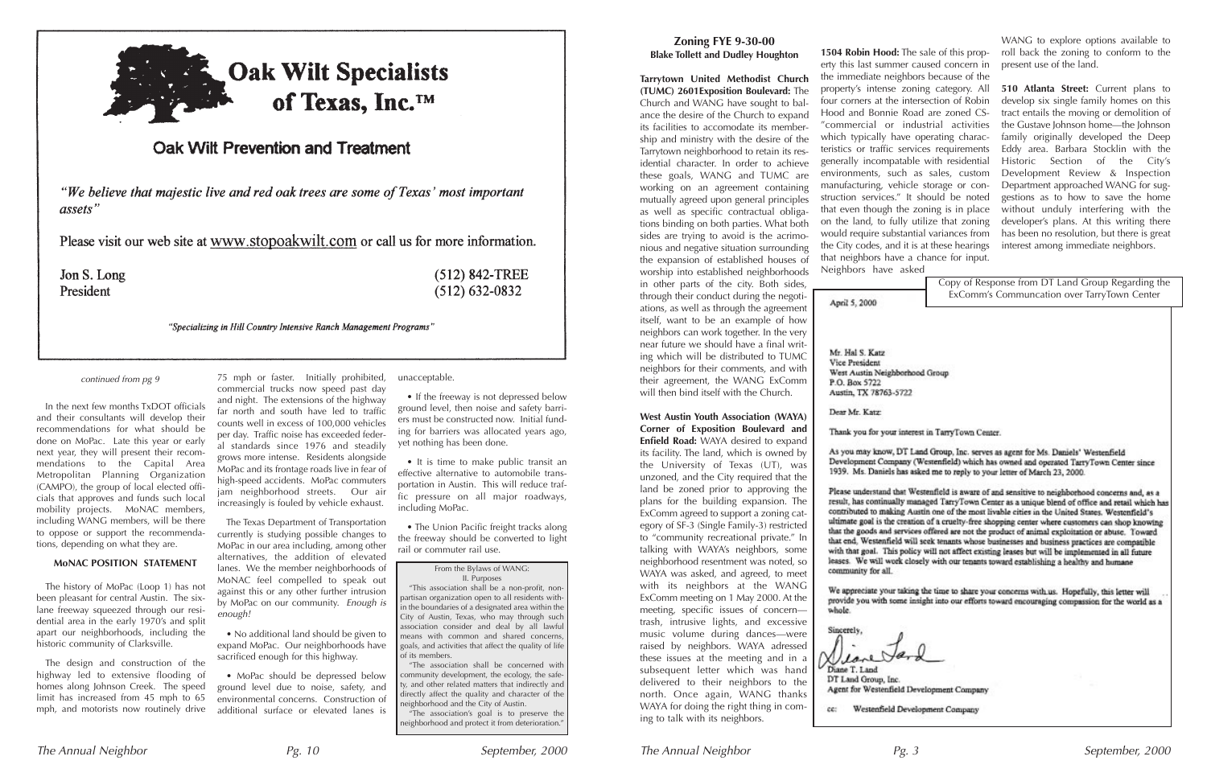# Oak Wilt Specialists of Texas, Inc.™

## Oak Wilt Prevention and Treatment

*"We believe that majestic live and red oak trees are some of Texas' most important assets"*

Please visit our web site at www.stopoakwilt.com or call us for more information.

Jon S. Long
President

(512) 842-TREE
(512) 632-0832

*"Specializing in Hill Country Intensive Ranch Management Programs"*

*continued from pg 9*

In the next few months TxDOT officials and their consultants will develop their recommendations for what should be done on MoPac. Late this year or early next year, they will present their recommendations to the Capital Area Metropolitan Planning Organization (CAMPO), the group of local elected officials that approves and funds such local mobility projects. MoNAC members, including WANG members, will be there to oppose or support the recommendations, depending on what they are.

### MoNAC POSITION STATEMENT

The history of MoPac (Loop 1) has not been pleasant for central Austin. The six-lane freeway squeezed through our residential area in the early 1970's and split apart our neighborhoods, including the historic community of Clarksville.

The design and construction of the highway led to extensive flooding of homes along Johnson Creek. The speed limit has increased from 45 mph to 65 mph, and motorists now routinely drive 75 mph or faster. Initially prohibited, commercial trucks now speed past day and night. The extensions of the highway far north and south have led to traffic counts well in excess of 100,000 vehicles per day. Traffic noise has exceeded federal standards since 1976 and steadily grows more intense. Residents alongside MoPac and its frontage roads live in fear of high-speed accidents. MoPac commuters jam neighborhood streets. Our air increasingly is fouled by vehicle exhaust.

The Texas Department of Transportation currently is studying possible changes to MoPac in our area including, among other alternatives, the addition of elevated lanes. We the member neighborhoods of MoNAC feel compelled to speak out against this or any other further intrusion by MoPac on our community. *Enough is enough!*

- No additional land should be given to expand MoPac. Our neighborhoods have sacrificed enough for this highway.
- MoPac should be depressed below ground level due to noise, safety, and environmental concerns. Construction of additional surface or elevated lanes is unacceptable.
- If the freeway is not depressed below ground level, then noise and safety barriers must be constructed now. Initial funding for barriers was allocated years ago, yet nothing has been done.
- It is time to make public transit an effective alternative to automobile transportation in Austin. This will reduce traffic pressure on all major roadways, including MoPac.
- The Union Pacific freight tracks along the freeway should be converted to light rail or commuter rail use.

From the Bylaws of WANG:
II. Purposes

"This association shall be a non-profit, non-partisan organization open to all residents within the boundaries of a designated area within the City of Austin, Texas, who may through such association consider and deal by all lawful means with common and shared concerns, goals, and activities that affect the quality of life of its members.

"The association shall be concerned with community development, the ecology, the safety, and other related matters that indirectly and directly affect the quality and character of the neighborhood and the City of Austin.

"The association's goal is to preserve the neighborhood and protect it from deterioration."

## Zoning FYE 9-30-00

**Blake Tollett and Dudley Houghton**

**Tarrytown United Methodist Church (TUMC) 2601Exposition Boulevard:** The Church and WANG have sought to balance the desire of the Church to expand its facilities to accomodate its membership and ministry with the desire of the Tarrytown neighborhood to retain its residential character. In order to achieve these goals, WANG and TUMC are working on an agreement containing mutually agreed upon general principles as well as specific contractual obligations binding on both parties. What both sides are trying to avoid is the acrimonious and negative situation surrounding the expansion of established houses of worship into established neighborhoods in other parts of the city. Both sides, through their conduct during the negotiations, as well as through the agreement itself, want to be an example of how neighbors can work together. In the very near future we should have a final writing which will be distributed to TUMC neighbors for their comments, and with their agreement, the WANG ExComm will then bind itself with the Church.

**West Austin Youth Association (WAYA) Corner of Exposition Boulevard and Enfield Road:** WAYA desired to expand its facility. The land, which is owned by the University of Texas (UT), was unzoned, and the City required that the land be zoned prior to approving the plans for the building expansion. The ExComm agreed to support a zoning category of SF-3 (Single Family-3) restricted to "community recreational private." In talking with WAYA's neighbors, some neighborhood resentment was noted, so WAYA was asked, and agreed, to meet with its neighbors at the WANG ExComm meeting on 1 May 2000. At the meeting, specific issues of concern—trash, intrusive lights, and excessive music volume during dances—were raised by neighbors. WAYA adressed these issues at the meeting and in a subsequent letter which was hand delivered to their neighbors to the north. Once again, WANG thanks WAYA for doing the right thing in coming to talk with its neighbors.

**1504 Robin Hood:** The sale of this property this last summer caused concern in the immediate neighbors because of the property's intense zoning category. All four corners at the intersection of Robin Hood and Bonnie Road are zoned CS-"commercial or industrial activities which typically have operating characteristics or traffic services requirements generally incompatible with residential environments, such as sales, custom manufacturing, vehicle storage or construction services." It should be noted that even though the zoning is in place on the land, to fully utilize that zoning would require substantial variances from the City codes, and it is at these hearings that neighbors have a chance for input. Neighbors have asked WANG to explore options available to roll back the zoning to conform to the present use of the land.

**510 Atlanta Street:** Current plans to develop six single family homes on this tract entails the moving or demolition of the Gustave Johnson home—the Johnson family originally developed the Deep Eddy area. Barbara Stocklin with the Historic Section of the City's Development Review & Inspection Department approached WANG for suggestions as to how to save the home without unduly interfering with the developer's plans. At this writing there has been no resolution, but there is great interest among immediate neighbors.

Copy of Response from DT Land Group Regarding the ExComm's Communcation over TarryTown Center

April 5, 2000

Mr. Hal S. Katz
Vice President
West Austin Neighborhood Group
P.O. Box 5722
Austin, TX 78763-5722

Dear Mr. Katz:

Thank you for your interest in TarryTown Center.

As you may know, DT Land Group, Inc. serves as agent for Ms. Daniels' Westenfield Development Company (Westenfield) which has owned and operated TarryTown Center since 1939. Ms. Daniels has asked me to reply to your letter of March 23, 2000.

Please understand that Westenfield is aware of and sensitive to neighborhood concerns and, as a result, has continually managed TarryTown Center as a unique blend of office and retail which has contributed to making Austin one of the most livable cities in the United States. Westenfield's ultimate goal is the creation of a cruelty-free shopping center where customers can shop knowing that the goods and services offered are not the product of animal exploitation or abuse. Toward that end, Westenfield will seek tenants whose businesses and business practices are compatible with that goal. This policy will not affect existing leases but will be implemented in all future leases. We will work closely with our tenants toward establishing a healthy and humane community for all.

We appreciate your taking the time to share your concerns with us. Hopefully, this letter will provide you with some insight into our efforts toward encouraging compassion for the world as a whole.

Sincerely,

Diane T. Land
DT Land Group, Inc.
Agent for Westenfield Development Company

cc: Westenfield Development Company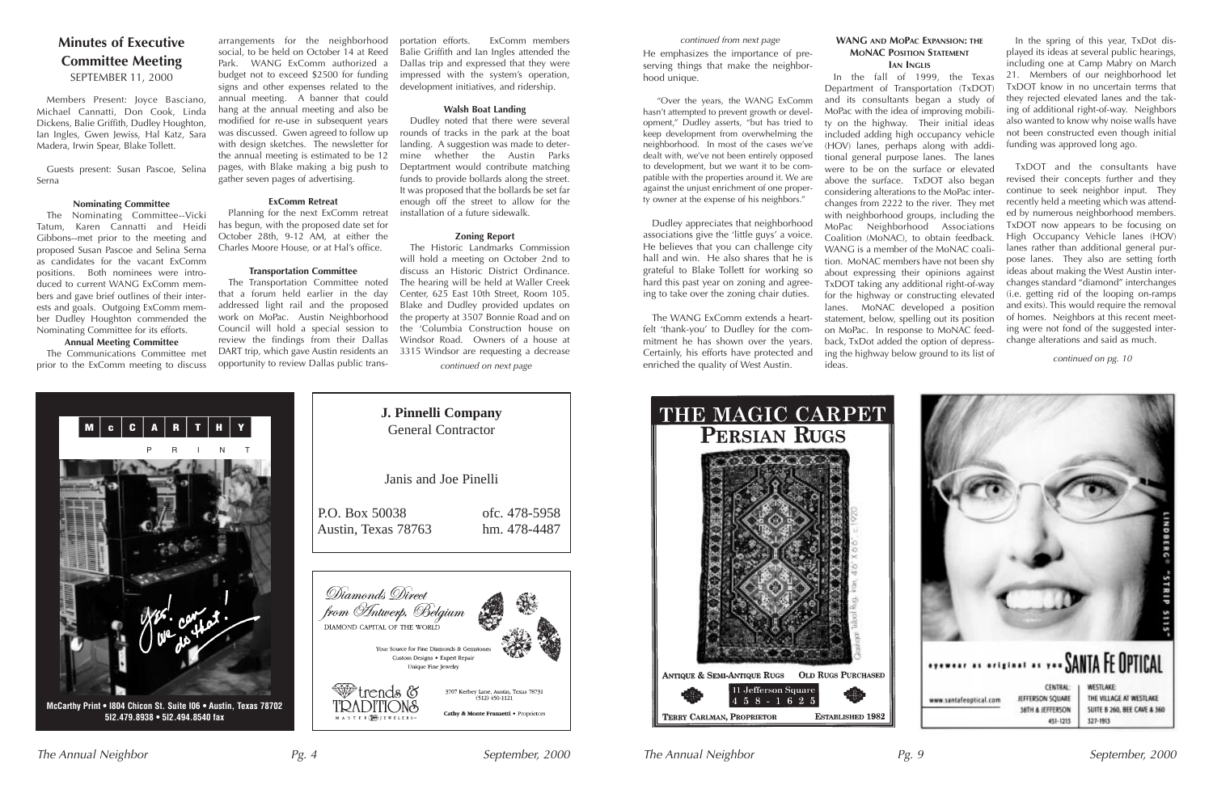## Minutes of Executive Committee Meeting

SEPTEMBER 11, 2000

Members Present: Joyce Basciano, Michael Cannatti, Don Cook, Linda Dickens, Balie Griffith, Dudley Houghton, Ian Ingles, Gwen Jewiss, Hal Katz, Sara Madera, Irwin Spear, Blake Tollett.

Guests present: Susan Pascoe, Selina Serna

**Nominating Committee**

The Nominating Committee--Vicki Tatum, Karen Cannatti and Heidi Gibbons--met prior to the meeting and proposed Susan Pascoe and Selina Serna as candidates for the vacant ExComm positions. Both nominees were introduced to current WANG ExComm members and gave brief outlines of their interests and goals. Outgoing ExComm member Dudley Houghton commended the Nominating Committee for its efforts.

**Annual Meeting Committee**

The Communications Committee met prior to the ExComm meeting to discuss arrangements for the neighborhood social, to be held on October 14 at Reed Park. WANG ExComm authorized a budget not to exceed $2500 for funding signs and other expenses related to the annual meeting. A banner that could hang at the annual meeting and also be modified for re-use in subsequent years was discussed. Gwen agreed to follow up with design sketches. The newsletter for the annual meeting is estimated to be 12 pages, with Blake making a big push to gather seven pages of advertising.

**ExComm Retreat**

Planning for the next ExComm retreat has begun, with the proposed date set for October 28th, 9-12 AM, at either the Charles Moore House, or at Hal's office.

**Transportation Committee**

The Transportation Committee noted that a forum held earlier in the day addressed light rail and the proposed work on MoPac. Austin Neighborhood Council will hold a special session to review the findings from their Dallas DART trip, which gave Austin residents an opportunity to review Dallas public transportation efforts. ExComm members Balie Griffith and Ian Ingles attended the Dallas trip and expressed that they were impressed with the system's operation, development initiatives, and ridership.

**Walsh Boat Landing**

Dudley noted that there were several rounds of tracks in the park at the boat landing. A suggestion was made to determine whether the Austin Parks Deptartment would contribute matching funds to provide bollards along the street. It was proposed that the bollards be set far enough off the street to allow for the installation of a future sidewalk.

**Zoning Report**

The Historic Landmarks Commission will hold a meeting on October 2nd to discuss an Historic District Ordinance. The hearing will be held at Waller Creek Center, 625 East 10th Street, Room 105. Blake and Dudley provided updates on the property at 3507 Bonnie Road and on the 'Columbia Construction house on Windsor Road. Owners of a house at 3315 Windsor are requesting a decrease

*continued on next page*

---

**McCarthy Print** • 1804 Chicon St. Suite 106 • Austin, Texas 78702
512.479.8938 • 512.494.8540 fax

**J. Pinnelli Company**
General Contractor

Janis and Joe Pinelli

P.O. Box 50038 — ofc. 478-5958
Austin, Texas 78763 — hm. 478-4487

Diamonds Direct from Antwerp, Belgium
DIAMOND CAPITAL OF THE WORLD

Your Source for Fine Diamonds & Gemstones
Custom Designs • Expert Repair
Unique Fine Jewelry

trends & TRADITIONS
MASTER JEWELERS

3707 Kerbey Lane, Austin, Texas 78731
(512) 450-1121

Cathy & Monte Franzetti • Proprietors

---

*continued from next page*

He emphasizes the importance of preserving things that make the neighborhood unique.

"Over the years, the WANG ExComm hasn't attempted to prevent growth or development," Dudley asserts, "but has tried to keep development from overwhelming the neighborhood. In most of the cases we've dealt with, we've not been entirely opposed to development, but we want it to be compatible with the properties around it. We are against the unjust enrichment of one property owner at the expense of his neighbors."

Dudley appreciates that neighborhood associations give the 'little guys' a voice. He believes that you can challenge city hall and win. He also shares that he is grateful to Blake Tollett for working so hard this past year on zoning and agreeing to take over the zoning chair duties.

The WANG ExComm extends a heartfelt 'thank-you' to Dudley for the commitment he has shown over the years. Certainly, his efforts have protected and enriched the quality of West Austin.

### WANG and MoPac Expansion: the MoNAC Position Statement

**Ian Inglis**

In the fall of 1999, the Texas Department of Transportation (TxDOT) and its consultants began a study of MoPac with the idea of improving mobility on the highway. Their initial ideas included adding high occupancy vehicle (HOV) lanes, perhaps along with additional general purpose lanes. The lanes were to be on the surface or elevated above the surface. TxDOT also began considering alterations to the MoPac interchanges from 2222 to the river. They met with neighborhood groups, including the MoPac Neighborhood Associations Coalition (MoNAC), to obtain feedback. WANG is a member of the MoNAC coalition. MoNAC members have not been shy about expressing their opinions against TxDOT taking any additional right-of-way for the highway or constructing elevated lanes. MoNAC developed a position statement, below, spelling out its position on MoPac. In response to MoNAC feedback, TxDot added the option of depressing the highway below ground to its list of ideas.

In the spring of this year, TxDot displayed its ideas at several public hearings, including one at Camp Mabry on March 21. Members of our neighborhood let TxDOT know in no uncertain terms that they rejected elevated lanes and the taking of additional right-of-way. Neighbors also wanted to know why noise walls have not been constructed even though initial funding was approved long ago.

TxDOT and the consultants have revised their concepts further and they continue to seek neighbor input. They recently held a meeting which was attended by numerous neighborhood members. TxDOT now appears to be focusing on High Occupancy Vehicle lanes (HOV) lanes rather than additional general purpose lanes. They also are setting forth ideas about making the West Austin interchanges standard "diamond" interchanges (i.e. getting rid of the looping on-ramps and exits). This would require the removal of homes. Neighbors at this recent meeting were not fond of the suggested interchange alterations and said as much.

*continued on pg. 10*

---

**THE MAGIC CARPET**
**PERSIAN RUGS**

ANTIQUE & SEMI-ANTIQUE RUGS — OLD RUGS PURCHASED

11 Jefferson Square
458-1625

TERRY CARLMAN, PROPRIETOR — ESTABLISHED 1982

eyewear as original as you **SANTA FE OPTICAL**

www.santafeoptical.com

CENTRAL: JEFFERSON SQUARE, 38TH & JEFFERSON, 451-1213

WESTLAKE: THE VILLAGE AT WESTLAKE, SUITE B 260, BEE CAVE & 360, 327-1913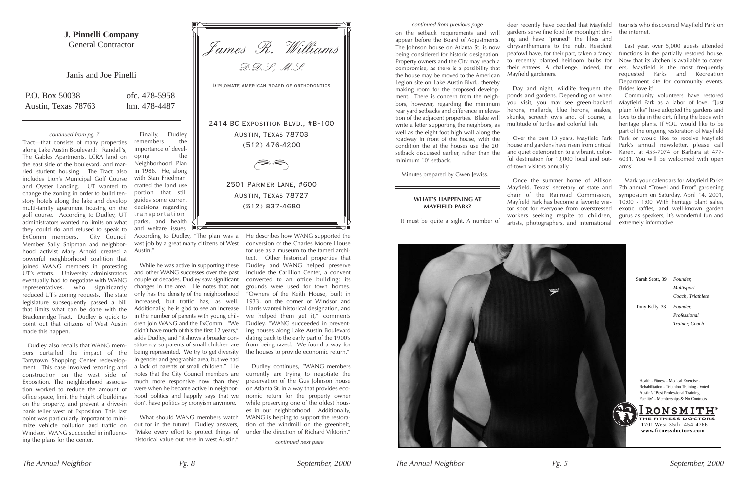**J. Pinnelli Company**
General Contractor

Janis and Joe Pinelli

P.O. Box 50038 ofc. 478-5958
Austin, Texas 78763 hm. 478-4487

*James R. Williams*
*D.D.S., M.S.*

DIPLOMATE AMERICAN BOARD OF ORTHODONTICS

2414 BC EXPOSITION BLVD., #B-100
AUSTIN, TEXAS 78703
(512) 476-4200

2501 PARMER LANE, #600
AUSTIN, TEXAS 78727
(512) 837-4680

*continued from pg. 7*

Tract—that consists of many properties along Lake Austin Boulevard: Randall's, The Gables Apartments, LCRA land on the east side of the boulevard, and married student housing. The Tract also includes Lion's Municipal Golf Course and Oyster Landing. UT wanted to change the zoning in order to build ten-story hotels along the lake and develop multi-family apartment housing on the golf course. According to Dudley, UT administrators wanted no limits on what they could do and refused to speak to ExComm members. City Council Member Sally Shipman and neighborhood activist Mary Arnold created a powerful neighborhood coalition that joined WANG members in protesting UT's efforts. University administrators eventually had to negotiate with WANG representatives, who significantly reduced UT's zoning requests. The state legislature subsequently passed a bill that limits what can be done with the Brackenridge Tract. Dudley is quick to point out that citizens of West Austin made this happen.

Dudley also recalls that WANG members curtailed the impact of the Tarrytown Shopping Center redevelopment. This case involved rezoning and construction on the west side of Exposition. The neighborhood association worked to reduce the amount of office space, limit the height of buildings on the property, and prevent a drive-in bank teller west of Exposition. This last point was particularly important to minimize vehicle pollution and traffic on Windsor. WANG succeeded in influencing the plans for the center.

Finally, Dudley remembers the importance of developing the Neighborhood Plan in 1986. He, along with Stan Friedman, crafted the land use portion that still guides some current decisions regarding transportation, parks, and health and welfare issues. According to Dudley, "The plan was a vast job by a great many citizens of West Austin."

While he was active in supporting these and other WANG successes over the past couple of decades, Dudley has seen significant changes in the area. He notes that not only has the density of the neighborhood increased, but traffic has, as well. Additionally, he is glad to see an increase in the number of parents with young children join WANG and the ExComm. "We didn't have much of this the first 12 years," adds Dudley, and "it shows a broader constituency so parents of small children are being represented. We try to get diversity in gender and geographic area, but we had a lack of parents of small children." He notes that the City Council members are much more responsive now than they were when he became active in neighborhood politics and happily says that we don't have politics by cronyism anymore.

What should WANG members watch out for in the future? Dudley answers, "Make every effort to protect things of historical value out here in west Austin." He describes how WANG supported the conversion of the Charles Moore House for use as a museum to the famed architect. Other historical properties that Dudley and WANG helped preserve include the Carillion Center, a convent converted to an office building; its grounds were used for town homes. "Owners of the Keith House, built in 1933, on the corner of Windsor and Harris wanted historical designation, and we helped them get it," comments Dudley, "WANG succeeded in preserving houses along Lake Austin Boulevard dating back to the early part of the 1900's from being razed. We found a way for the houses to provide economic return."

Dudley continues, "WANG members currently are trying to negotiate the preservation of the Gus Johnson house on Atlanta St. in a way that provides economic return for the property owner while preserving one of the oldest houses in our neighborhood. Additionally, WANG is helping to support the restoration of the windmill on the greenbelt, under the direction of Richard Viktorin."

*continued next page*

*continued from previous page*

on the setback requirements and will appear before the Board of Adjustments. The Johnson house on Atlanta St. is now being considered for historic designation. Property owners and the City may reach a compromise, as there is a possibility that the house may be moved to the American Legion site on Lake Austin Blvd., thereby making room for the proposed development. There is concern from the neighbors, however, regarding the minimum rear yard setbacks and difference in elevation of the adjacent properties. Blake will write a letter supporting the neighbors, as well as the eight foot high wall along the roadway in front of the house, with the condition the at the houses use the 20' setback discussed earlier, rather than the minimum 10' setback.

Minutes prepared by Gwen Jewiss.

**WHAT'S HAPPENING AT MAYFIELD PARK?**

It must be quite a sight. A number of deer recently have decided that Mayfield gardens serve fine food for moonlight dining and have "pruned" the lilies and chrysanthemums to the nub. Resident peafowl have, for their part, taken a fancy to recently planted heirloom bulbs for their entrees. A challenge, indeed, for Mayfield gardeners.

Day and night, wildlife frequent the ponds and gardens. Depending on when you visit, you may see green-backed herons, mallards, blue herons, snakes, skunks, screech owls and, of course, a multitude of turtles and colorful fish.

Over the past 13 years, Mayfield Park house and gardens have risen from critical and quiet deterioration to a vibrant, colorful destination for 10,000 local and out-of-town visitors annually.

Once the summer home of Allison Mayfield, Texas' secretary of state and chair of the Railroad Commission, Mayfield Park has become a favorite visitor spot for everyone from overstressed workers seeking respite to children, artists, photographers, and international tourists who discovered Mayfield Park on the internet.

Last year, over 5,000 guests attended functions in the partially restored house. Now that its kitchen is available to caterers, Mayfield is the most frequently requested Parks and Recreation Department site for community events. Brides love it!

Community volunteers have restored Mayfield Park as a labor of love. "Just plain folks" have adopted the gardens and love to dig in the dirt, filling the beds with heritage plants. If YOU would like to be part of the ongoing restoration of Mayfield Park or would like to receive Mayfield Park's annual newsletter, please call Karen, at 453-7074 or Barbara at 477-6031. You will be welcomed with open arms!

Mark your calendars for Mayfield Park's 7th annual "Trowel and Error" gardening symposium on Saturday, April 14, 2001, 10:00 - 1:00. With heritage plant sales, exotic raffles, and well-known garden gurus as speakers, it's wonderful fun and extremely informative.

Sarah Scott, 39 *Founder, Multisport Coach, Triathlete*

Tony Kelly, 33 *Founder, Professional Trainer, Coach*

Health - Fitness - Medical Exercise - Rehabilitation - Triathlon Training - Voted Austin's "Best Professional Training Facility" - Memberships & No Contracts

IRONSMITH®
THE FITNESS DOCTORS
1701 West 35th 454-4766
**www.fitnessdoctors.com**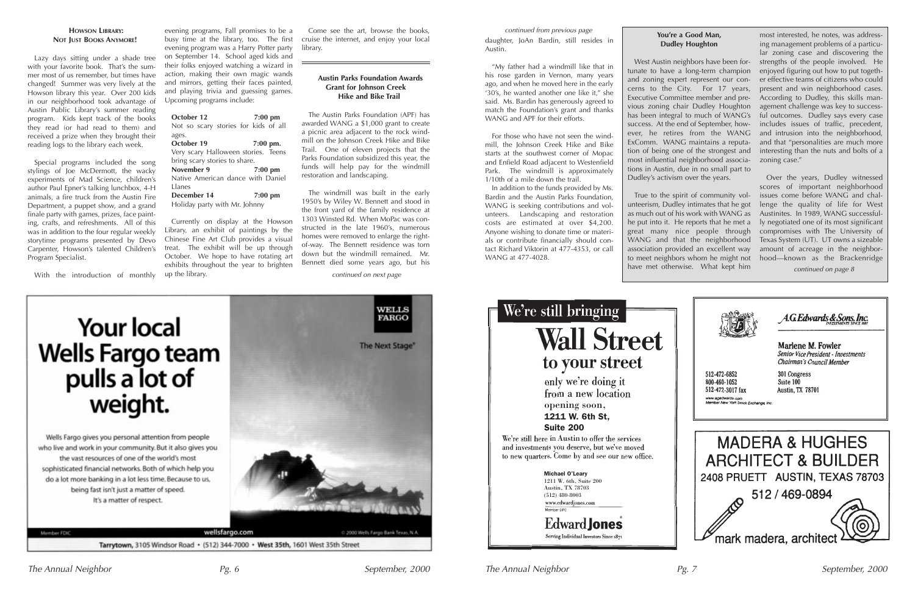## HOWSON LIBRARY: NOT JUST BOOKS ANYMORE!

Lazy days sitting under a shade tree with your favorite book. That's the summer most of us remember, but times have changed! Summer was very lively at the Howson library this year. Over 200 kids in our neighborhood took advantage of Austin Public Library's summer reading program. Kids kept track of the books they read (or had read to them) and received a prize when they brought their reading logs to the library each week.

Special programs included the song stylings of Joe McDermott, the wacky experiments of Mad Science, children's author Paul Epner's talking lunchbox, 4-H animals, a fire truck from the Austin Fire Department, a puppet show, and a grand finale party with games, prizes, face painting, crafts, and refreshments. All of this was in addition to the four regular weekly storytime programs presented by Devo Carpenter, Howson's talented Children's Program Specialist.

With the introduction of monthly evening programs, Fall promises to be a busy time at the library, too. The first evening program was a Harry Potter party on September 14. School aged kids and their folks enjoyed watching a wizard in action, making their own magic wands and mirrors, getting their faces painted, and playing trivia and guessing games. Upcoming programs include:

**October 12 — 7:00 pm**
Not so scary stories for kids of all ages.

**October 19 — 7:00 pm.**
Very scary Halloween stories. Teens bring scary stories to share.

**November 9 — 7:00 pm**
Native American dance with Daniel Llanes

**December 14 — 7:00 pm**
Holiday party with Mr. Johnny

Currently on display at the Howson Library, an exhibit of paintings by the Chinese Fine Art Club provides a visual treat. The exhibit will be up through October. We hope to have rotating art exhibits throughout the year to brighten up the library.

Come see the art, browse the books, cruise the internet, and enjoy your local library.

## Austin Parks Foundation Awards Grant for Johnson Creek Hike and Bike Trail

The Austin Parks Foundation (APF) has awarded WANG a $1,000 grant to create a picnic area adjacent to the rock windmill on the Johnson Creek Hike and Bike Trail. One of eleven projects that the Parks Foundation subsidized this year, the funds will help pay for the windmill restoration and landscaping.

The windmill was built in the early 1950's by Wiley W. Bennett and stood in the front yard of the family residence at 1303 Winsted Rd. When MoPac was constructed in the late 1960's, numerous homes were removed to enlarge the right-of-way. The Bennett residence was torn down but the windmill remained. Mr. Bennett died some years ago, but his

*continued on next page*

*continued from previous page*

daughter, JoAn Bardin, still resides in Austin.

"My father had a windmill like that in his rose garden in Vernon, many years ago, and when he moved here in the early '30's, he wanted another one like it," she said. Ms. Bardin has generously agreed to match the Foundation's grant and thanks WANG and APF for their efforts.

For those who have not seen the windmill, the Johnson Creek Hike and Bike starts at the southwest corner of Mopac and Enfield Road adjacent to Westenfield Park. The windmill is approximately 1/10th of a mile down the trail.

In addition to the funds provided by Ms. Bardin and the Austin Parks Foundation, WANG is seeking contributions and volunteers. Landscaping and restoration costs are estimated at over $4,200. Anyone wishing to donate time or materials or contribute financially should contact Richard Viktorin at 477-4353, or call WANG at 477-4028.

## You're a Good Man, Dudley Houghton

West Austin neighbors have been fortunate to have a long-term champion and zoning expert represent our concerns to the City. For 17 years, Executive Committee member and previous zoning chair Dudley Houghton has been integral to much of WANG's success. At the end of September, however, he retires from the WANG ExComm. WANG maintains a reputation of being one of the strongest and most influential neighborhood associations in Austin, due in no small part to Dudley's activism over the years.

True to the spirit of community volunteerism, Dudley intimates that he got as much out of his work with WANG as he put into it. He reports that he met a great many nice people through WANG and that the neighborhood association provided an excellent way to meet neighbors whom he might not have met otherwise. What kept him most interested, he notes, was addressing management problems of a particular zoning case and discovering the strengths of the people involved. He enjoyed figuring out how to put together effective teams of citizens who could present and win neighborhood cases. According to Dudley, this skills management challenge was key to successful outcomes. Dudley says every case includes issues of traffic, precedent, and intrusion into the neighborhood, and that "personalities are much more interesting than the nuts and bolts of a zoning case."

Over the years, Dudley witnessed scores of important neighborhood issues come before WANG and challenge the quality of life for West Austinites. In 1989, WANG successfully negotiated one of its most significant compromises with The University of Texas System (UT). UT owns a sizeable amount of acreage in the neighborhood—known as the Brackenridge

*continued on page 8*

---

WELLS FARGO — The Next Stage®

# Your local Wells Fargo team pulls a lot of weight.

Wells Fargo gives you personal attention from people who live and work in your community. But it also gives you the vast resources of one of the world's most sophisticated financial networks. Both of which help you do a lot more banking in a lot less time. Because to us, being fast isn't just a matter of speed. It's a matter of respect.

Member FDIC — wellsfargo.com — © 2000 Wells Fargo Bank Texas, N.A.

**Tarrytown,** 3105 Windsor Road • (512) 344-7000 • **West 35th,** 1601 West 35th Street

---

We're still bringing

# Wall Street

## to your street

only we're doing it from a new location opening soon,
**1211 W. 6th St, Suite 200**

We're still here in Austin to offer the services and investments you deserve, but we've moved to new quarters. Come by and see our new office.

**Michael O'Leary**
1211 W. 6th, Suite 200
Austin, TX 78703
(512) 480-8003
www.edwardjones.com
Member SIPC

**Edward Jones**
Serving Individual Investors Since 1871

---

A.G. Edwards & Sons, Inc. — INVESTMENTS SINCE 1887

**Marlene M. Fowler**
*Senior Vice President - Investments*
*Chairman's Council Member*

512-472-6852
800-460-1052
512-472-3017 fax
www.agedwards.com
Member New York Stock Exchange, Inc.

301 Congress
Suite 100
Austin, TX 78701

---

MADERA & HUGHES
ARCHITECT & BUILDER
2408 PRUETT AUSTIN, TEXAS 78703
512 / 469-0894
mark madera, architect